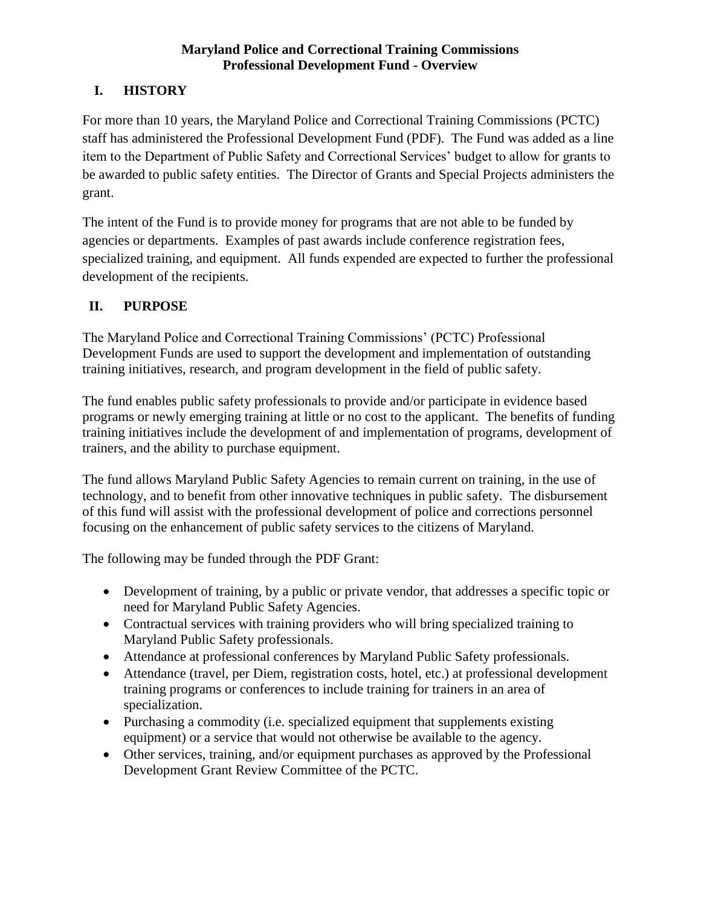# Maryland Police and Correctional Training Commissions
# Professional Development Fund - Overview

## I. HISTORY

For more than 10 years, the Maryland Police and Correctional Training Commissions (PCTC) staff has administered the Professional Development Fund (PDF). The Fund was added as a line item to the Department of Public Safety and Correctional Services' budget to allow for grants to be awarded to public safety entities. The Director of Grants and Special Projects administers the grant.

The intent of the Fund is to provide money for programs that are not able to be funded by agencies or departments. Examples of past awards include conference registration fees, specialized training, and equipment. All funds expended are expected to further the professional development of the recipients.

## II. PURPOSE

The Maryland Police and Correctional Training Commissions' (PCTC) Professional Development Funds are used to support the development and implementation of outstanding training initiatives, research, and program development in the field of public safety.

The fund enables public safety professionals to provide and/or participate in evidence based programs or newly emerging training at little or no cost to the applicant. The benefits of funding training initiatives include the development of and implementation of programs, development of trainers, and the ability to purchase equipment.

The fund allows Maryland Public Safety Agencies to remain current on training, in the use of technology, and to benefit from other innovative techniques in public safety. The disbursement of this fund will assist with the professional development of police and corrections personnel focusing on the enhancement of public safety services to the citizens of Maryland.

The following may be funded through the PDF Grant:

- Development of training, by a public or private vendor, that addresses a specific topic or need for Maryland Public Safety Agencies.
- Contractual services with training providers who will bring specialized training to Maryland Public Safety professionals.
- Attendance at professional conferences by Maryland Public Safety professionals.
- Attendance (travel, per Diem, registration costs, hotel, etc.) at professional development training programs or conferences to include training for trainers in an area of specialization.
- Purchasing a commodity (i.e. specialized equipment that supplements existing equipment) or a service that would not otherwise be available to the agency.
- Other services, training, and/or equipment purchases as approved by the Professional Development Grant Review Committee of the PCTC.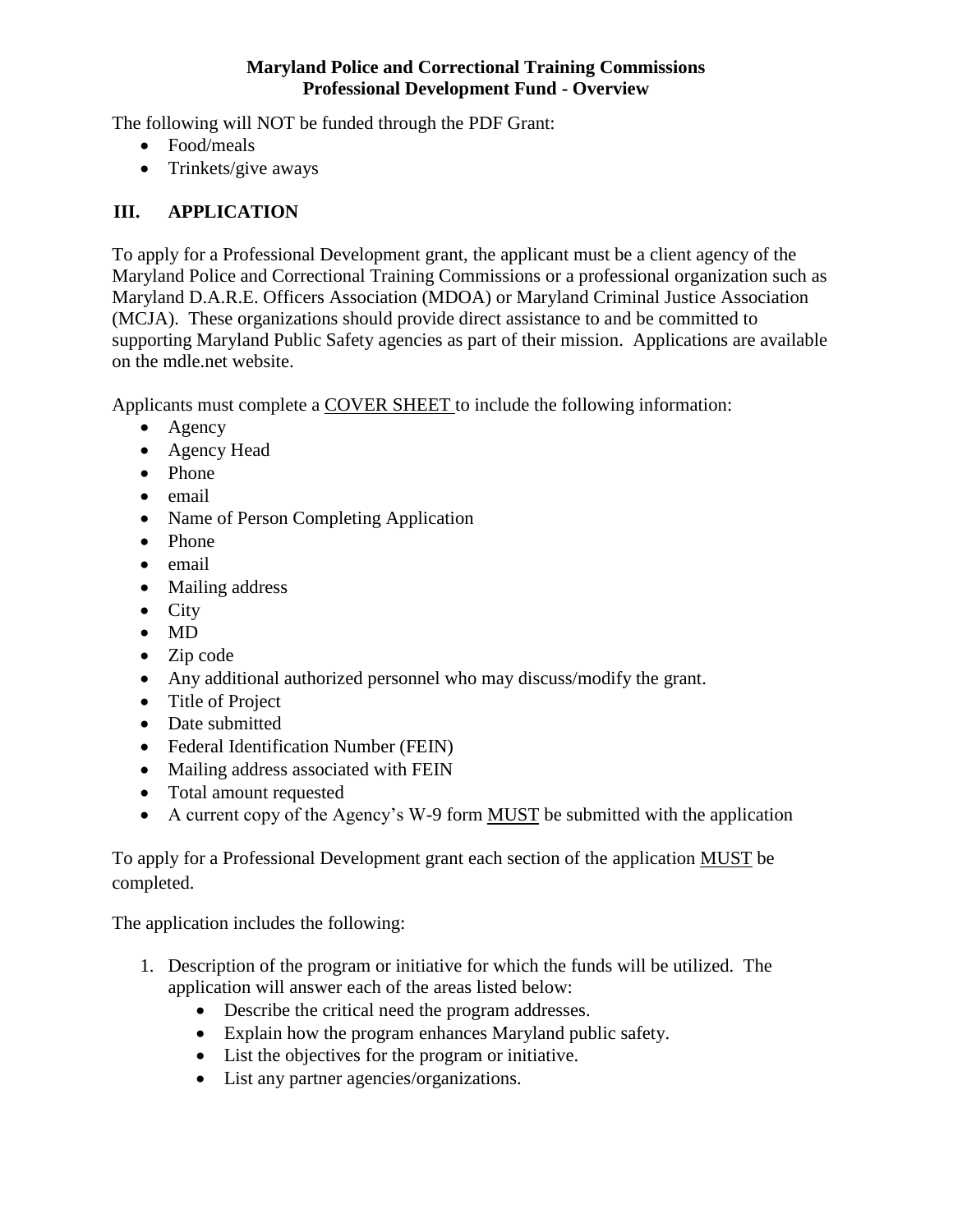The following will NOT be funded through the PDF Grant:

- Food/meals
- Trinkets/give aways

## III. APPLICATION

To apply for a Professional Development grant, the applicant must be a client agency of the Maryland Police and Correctional Training Commissions or a professional organization such as Maryland D.A.R.E. Officers Association (MDOA) or Maryland Criminal Justice Association (MCJA). These organizations should provide direct assistance to and be committed to supporting Maryland Public Safety agencies as part of their mission. Applications are available on the mdle.net website.

Applicants must complete a COVER SHEET to include the following information:

- Agency
- Agency Head
- Phone
- email
- Name of Person Completing Application
- Phone
- email
- Mailing address
- City
- MD
- Zip code
- Any additional authorized personnel who may discuss/modify the grant.
- Title of Project
- Date submitted
- Federal Identification Number (FEIN)
- Mailing address associated with FEIN
- Total amount requested
- A current copy of the Agency's W-9 form MUST be submitted with the application

To apply for a Professional Development grant each section of the application MUST be completed.

The application includes the following:

1. Description of the program or initiative for which the funds will be utilized. The application will answer each of the areas listed below:
   - Describe the critical need the program addresses.
   - Explain how the program enhances Maryland public safety.
   - List the objectives for the program or initiative.
   - List any partner agencies/organizations.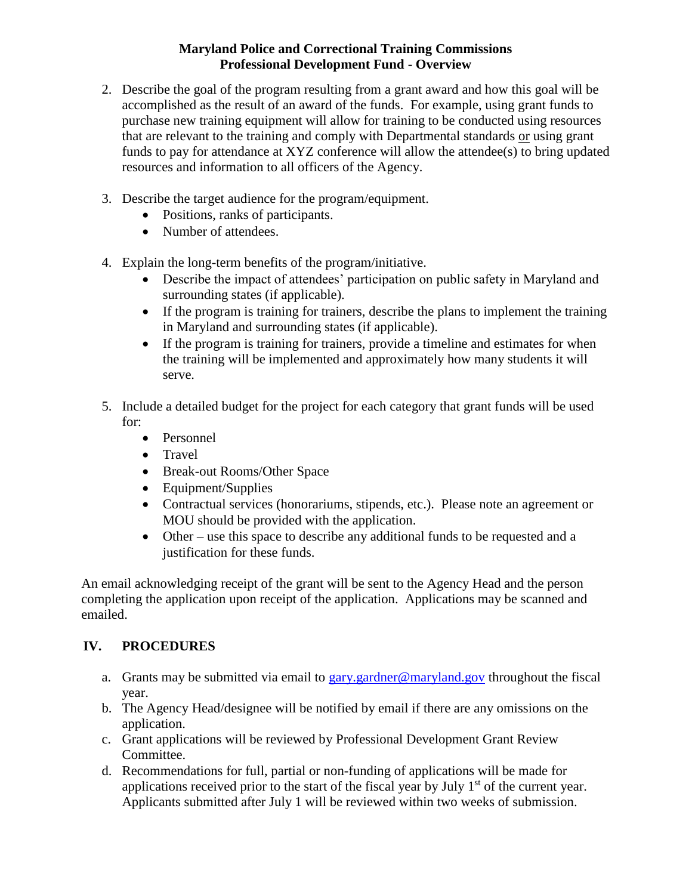2. Describe the goal of the program resulting from a grant award and how this goal will be accomplished as the result of an award of the funds. For example, using grant funds to purchase new training equipment will allow for training to be conducted using resources that are relevant to the training and comply with Departmental standards <u>or</u> using grant funds to pay for attendance at XYZ conference will allow the attendee(s) to bring updated resources and information to all officers of the Agency.

3. Describe the target audience for the program/equipment.
   - Positions, ranks of participants.
   - Number of attendees.

4. Explain the long-term benefits of the program/initiative.
   - Describe the impact of attendees' participation on public safety in Maryland and surrounding states (if applicable).
   - If the program is training for trainers, describe the plans to implement the training in Maryland and surrounding states (if applicable).
   - If the program is training for trainers, provide a timeline and estimates for when the training will be implemented and approximately how many students it will serve.

5. Include a detailed budget for the project for each category that grant funds will be used for:
   - Personnel
   - Travel
   - Break-out Rooms/Other Space
   - Equipment/Supplies
   - Contractual services (honorariums, stipends, etc.). Please note an agreement or MOU should be provided with the application.
   - Other – use this space to describe any additional funds to be requested and a justification for these funds.

An email acknowledging receipt of the grant will be sent to the Agency Head and the person completing the application upon receipt of the application. Applications may be scanned and emailed.

## IV. PROCEDURES

a. Grants may be submitted via email to gary.gardner@maryland.gov throughout the fiscal year.
b. The Agency Head/designee will be notified by email if there are any omissions on the application.
c. Grant applications will be reviewed by Professional Development Grant Review Committee.
d. Recommendations for full, partial or non-funding of applications will be made for applications received prior to the start of the fiscal year by July 1st of the current year. Applicants submitted after July 1 will be reviewed within two weeks of submission.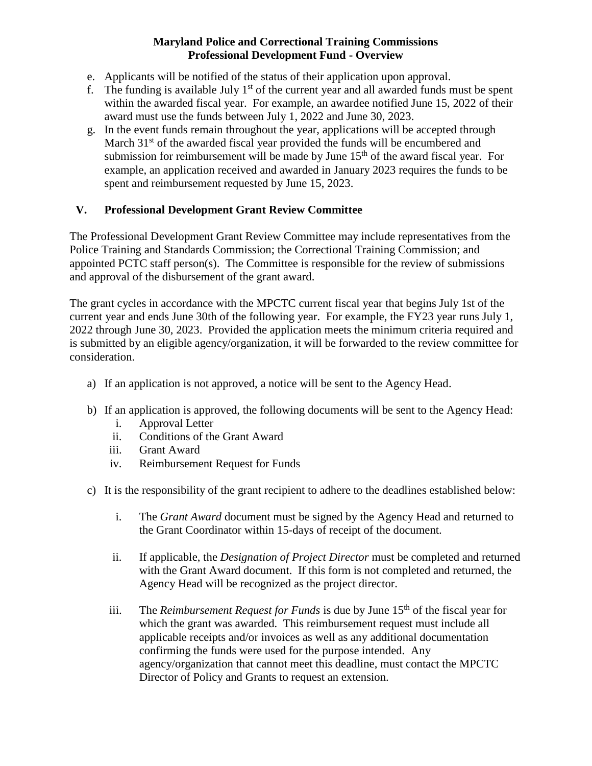e. Applicants will be notified of the status of their application upon approval.
f. The funding is available July 1st of the current year and all awarded funds must be spent within the awarded fiscal year. For example, an awardee notified June 15, 2022 of their award must use the funds between July 1, 2022 and June 30, 2023.
g. In the event funds remain throughout the year, applications will be accepted through March 31st of the awarded fiscal year provided the funds will be encumbered and submission for reimbursement will be made by June 15th of the award fiscal year. For example, an application received and awarded in January 2023 requires the funds to be spent and reimbursement requested by June 15, 2023.

## V. Professional Development Grant Review Committee

The Professional Development Grant Review Committee may include representatives from the Police Training and Standards Commission; the Correctional Training Commission; and appointed PCTC staff person(s). The Committee is responsible for the review of submissions and approval of the disbursement of the grant award.

The grant cycles in accordance with the MPCTC current fiscal year that begins July 1st of the current year and ends June 30th of the following year. For example, the FY23 year runs July 1, 2022 through June 30, 2023. Provided the application meets the minimum criteria required and is submitted by an eligible agency/organization, it will be forwarded to the review committee for consideration.

a) If an application is not approved, a notice will be sent to the Agency Head.

b) If an application is approved, the following documents will be sent to the Agency Head:
   i. Approval Letter
   ii. Conditions of the Grant Award
   iii. Grant Award
   iv. Reimbursement Request for Funds

c) It is the responsibility of the grant recipient to adhere to the deadlines established below:

   i. The *Grant Award* document must be signed by the Agency Head and returned to the Grant Coordinator within 15-days of receipt of the document.

   ii. If applicable, the *Designation of Project Director* must be completed and returned with the Grant Award document. If this form is not completed and returned, the Agency Head will be recognized as the project director.

   iii. The *Reimbursement Request for Funds* is due by June 15th of the fiscal year for which the grant was awarded. This reimbursement request must include all applicable receipts and/or invoices as well as any additional documentation confirming the funds were used for the purpose intended. Any agency/organization that cannot meet this deadline, must contact the MPCTC Director of Policy and Grants to request an extension.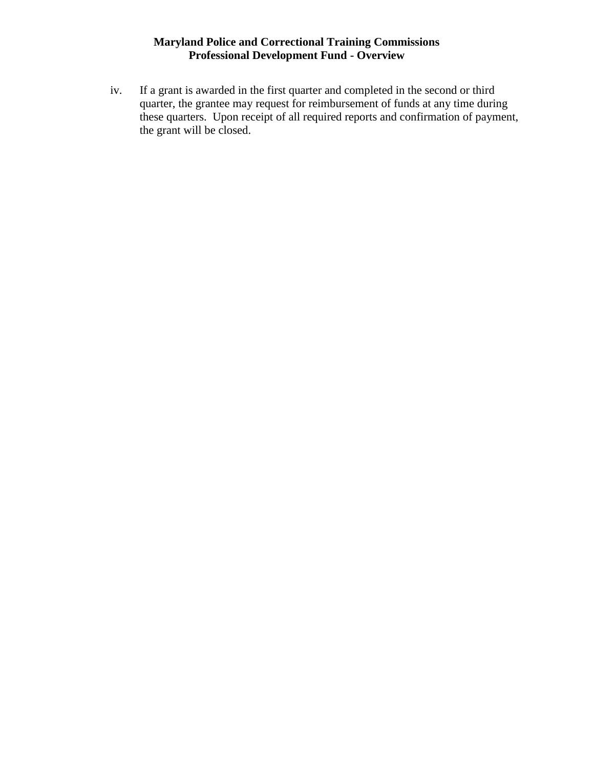iv. If a grant is awarded in the first quarter and completed in the second or third quarter, the grantee may request for reimbursement of funds at any time during these quarters. Upon receipt of all required reports and confirmation of payment, the grant will be closed.